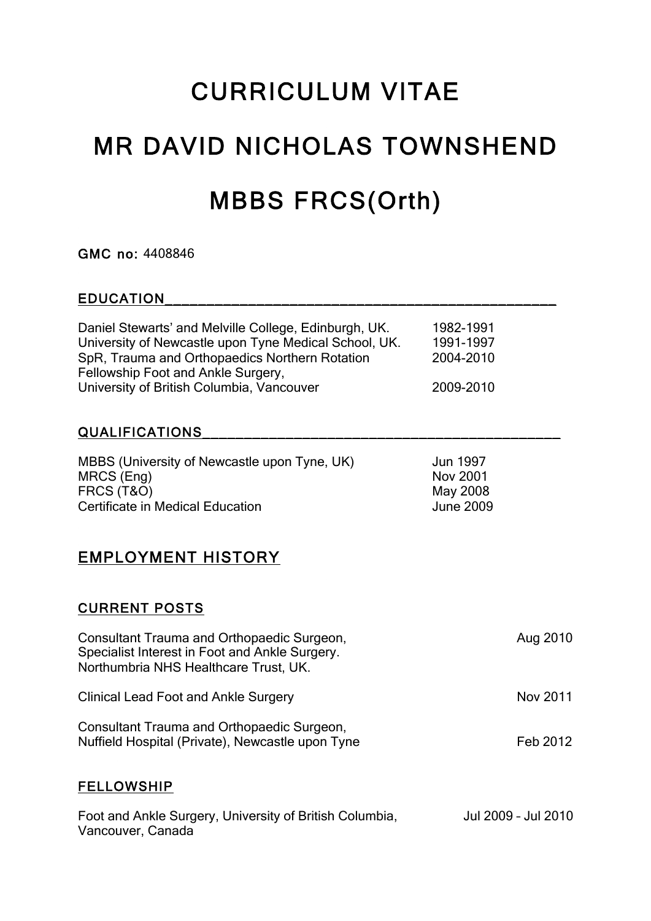# CURRICULUM VITAE

# MR DAVID NICHOLAS TOWNSHEND

# MBBS FRCS(Orth)

**GMC no:** 4408846

## EDUCATION

| | |
|---|---|
| Daniel Stewarts' and Melville College, Edinburgh, UK. | 1982-1991 |
| University of Newcastle upon Tyne Medical School, UK. | 1991-1997 |
| SpR, Trauma and Orthopaedics Northern Rotation | 2004-2010 |
| Fellowship Foot and Ankle Surgery, University of British Columbia, Vancouver | 2009-2010 |

## QUALIFICATIONS

| | |
|---|---|
| MBBS (University of Newcastle upon Tyne, UK) | Jun 1997 |
| MRCS (Eng) | Nov 2001 |
| FRCS (T&O) | May 2008 |
| Certificate in Medical Education | June 2009 |

## EMPLOYMENT HISTORY

### CURRENT POSTS

| | |
|---|---|
| Consultant Trauma and Orthopaedic Surgeon, Specialist Interest in Foot and Ankle Surgery. Northumbria NHS Healthcare Trust, UK. | Aug 2010 |
| Clinical Lead Foot and Ankle Surgery | Nov 2011 |
| Consultant Trauma and Orthopaedic Surgeon, Nuffield Hospital (Private), Newcastle upon Tyne | Feb 2012 |

### FELLOWSHIP

| | |
|---|---|
| Foot and Ankle Surgery, University of British Columbia, Vancouver, Canada | Jul 2009 – Jul 2010 |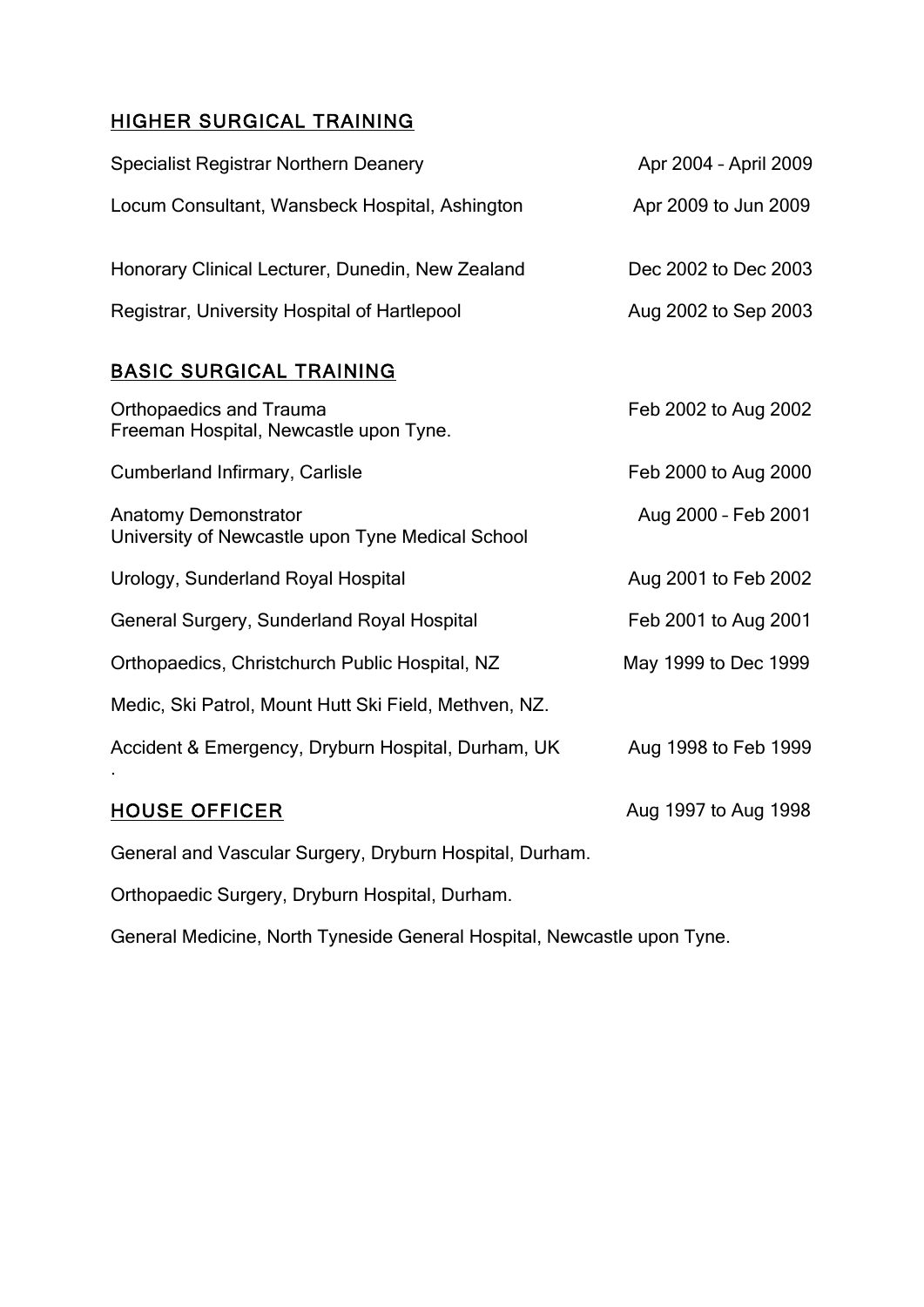## HIGHER SURGICAL TRAINING

| | |
|---|---|
| Specialist Registrar Northern Deanery | Apr 2004 – April 2009 |
| Locum Consultant, Wansbeck Hospital, Ashington | Apr 2009 to Jun 2009 |
| Honorary Clinical Lecturer, Dunedin, New Zealand | Dec 2002 to Dec 2003 |
| Registrar, University Hospital of Hartlepool | Aug 2002 to Sep 2003 |

## BASIC SURGICAL TRAINING

| | |
|---|---|
| Orthopaedics and Trauma<br>Freeman Hospital, Newcastle upon Tyne. | Feb 2002 to Aug 2002 |
| Cumberland Infirmary, Carlisle | Feb 2000 to Aug 2000 |
| Anatomy Demonstrator<br>University of Newcastle upon Tyne Medical School | Aug 2000 – Feb 2001 |
| Urology, Sunderland Royal Hospital | Aug 2001 to Feb 2002 |
| General Surgery, Sunderland Royal Hospital | Feb 2001 to Aug 2001 |
| Orthopaedics, Christchurch Public Hospital, NZ | May 1999 to Dec 1999 |
| Medic, Ski Patrol, Mount Hutt Ski Field, Methven, NZ. | |
| Accident & Emergency, Dryburn Hospital, Durham, UK | Aug 1998 to Feb 1999 |

## HOUSE OFFICER

Aug 1997 to Aug 1998

General and Vascular Surgery, Dryburn Hospital, Durham.

Orthopaedic Surgery, Dryburn Hospital, Durham.

General Medicine, North Tyneside General Hospital, Newcastle upon Tyne.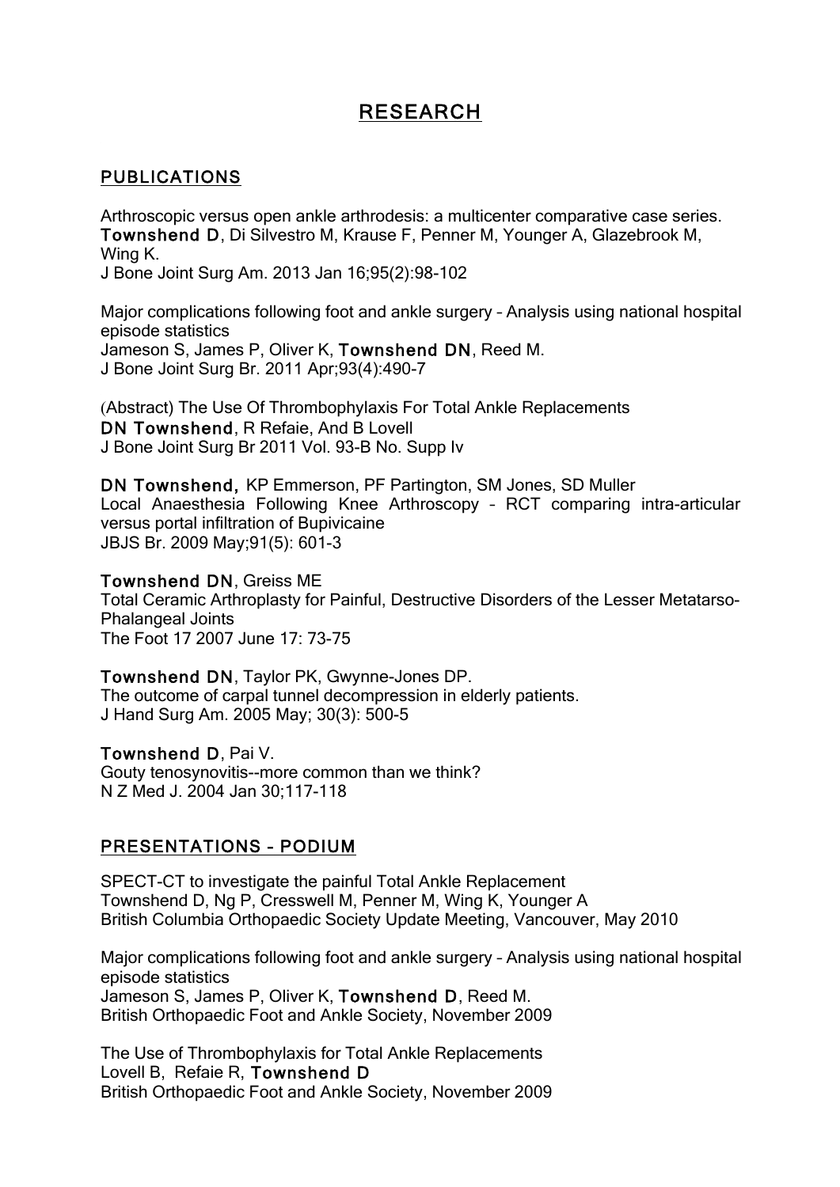# RESEARCH

## PUBLICATIONS

Arthroscopic versus open ankle arthrodesis: a multicenter comparative case series.
**Townshend D**, Di Silvestro M, Krause F, Penner M, Younger A, Glazebrook M, Wing K.
J Bone Joint Surg Am. 2013 Jan 16;95(2):98-102

Major complications following foot and ankle surgery – Analysis using national hospital episode statistics
Jameson S, James P, Oliver K, **Townshend DN**, Reed M.
J Bone Joint Surg Br. 2011 Apr;93(4):490-7

(Abstract) The Use Of Thrombophylaxis For Total Ankle Replacements
**DN Townshend**, R Refaie, And B Lovell
J Bone Joint Surg Br 2011 Vol. 93-B No. Supp Iv

**DN Townshend,** KP Emmerson, PF Partington, SM Jones, SD Muller
Local Anaesthesia Following Knee Arthroscopy – RCT comparing intra-articular versus portal infiltration of Bupivicaine
JBJS Br. 2009 May;91(5): 601-3

**Townshend DN**, Greiss ME
Total Ceramic Arthroplasty for Painful, Destructive Disorders of the Lesser Metatarso-Phalangeal Joints
The Foot 17 2007 June 17: 73-75

**Townshend DN**, Taylor PK, Gwynne-Jones DP.
The outcome of carpal tunnel decompression in elderly patients.
J Hand Surg Am. 2005 May; 30(3): 500-5

**Townshend D**, Pai V.
Gouty tenosynovitis--more common than we think?
N Z Med J. 2004 Jan 30;117-118

## PRESENTATIONS – PODIUM

SPECT-CT to investigate the painful Total Ankle Replacement
Townshend D, Ng P, Cresswell M, Penner M, Wing K, Younger A
British Columbia Orthopaedic Society Update Meeting, Vancouver, May 2010

Major complications following foot and ankle surgery – Analysis using national hospital episode statistics
Jameson S, James P, Oliver K, **Townshend D**, Reed M.
British Orthopaedic Foot and Ankle Society, November 2009

The Use of Thrombophylaxis for Total Ankle Replacements
Lovell B, Refaie R, **Townshend D**
British Orthopaedic Foot and Ankle Society, November 2009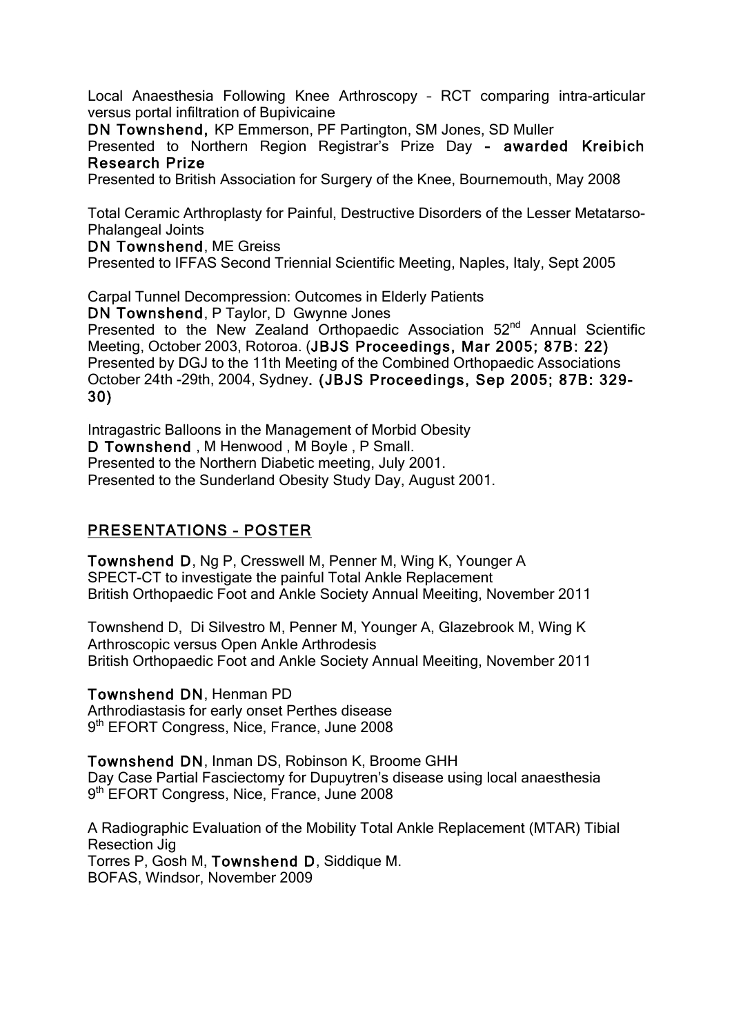Local Anaesthesia Following Knee Arthroscopy – RCT comparing intra-articular versus portal infiltration of Bupivicaine
**DN Townshend,** KP Emmerson, PF Partington, SM Jones, SD Muller
Presented to Northern Region Registrar's Prize Day **– awarded Kreibich Research Prize**
Presented to British Association for Surgery of the Knee, Bournemouth, May 2008

Total Ceramic Arthroplasty for Painful, Destructive Disorders of the Lesser Metatarso-Phalangeal Joints
**DN Townshend**, ME Greiss
Presented to IFFAS Second Triennial Scientific Meeting, Naples, Italy, Sept 2005

Carpal Tunnel Decompression: Outcomes in Elderly Patients
**DN Townshend**, P Taylor, D Gwynne Jones
Presented to the New Zealand Orthopaedic Association 52nd Annual Scientific Meeting, October 2003, Rotoroa. (**JBJS Proceedings, Mar 2005; 87B: 22)**
Presented by DGJ to the 11th Meeting of the Combined Orthopaedic Associations October 24th -29th, 2004, Sydney**. (JBJS Proceedings, Sep 2005; 87B: 329-30)**

Intragastric Balloons in the Management of Morbid Obesity
**D Townshend** , M Henwood , M Boyle , P Small.
Presented to the Northern Diabetic meeting, July 2001.
Presented to the Sunderland Obesity Study Day, August 2001.

## PRESENTATIONS – POSTER

**Townshend D**, Ng P, Cresswell M, Penner M, Wing K, Younger A
SPECT-CT to investigate the painful Total Ankle Replacement
British Orthopaedic Foot and Ankle Society Annual Meeiting, November 2011

Townshend D, Di Silvestro M, Penner M, Younger A, Glazebrook M, Wing K
Arthroscopic versus Open Ankle Arthrodesis
British Orthopaedic Foot and Ankle Society Annual Meeiting, November 2011

**Townshend DN**, Henman PD
Arthrodiastasis for early onset Perthes disease
9th EFORT Congress, Nice, France, June 2008

**Townshend DN**, Inman DS, Robinson K, Broome GHH
Day Case Partial Fasciectomy for Dupuytren's disease using local anaesthesia
9th EFORT Congress, Nice, France, June 2008

A Radiographic Evaluation of the Mobility Total Ankle Replacement (MTAR) Tibial Resection Jig
Torres P, Gosh M, **Townshend D**, Siddique M.
BOFAS, Windsor, November 2009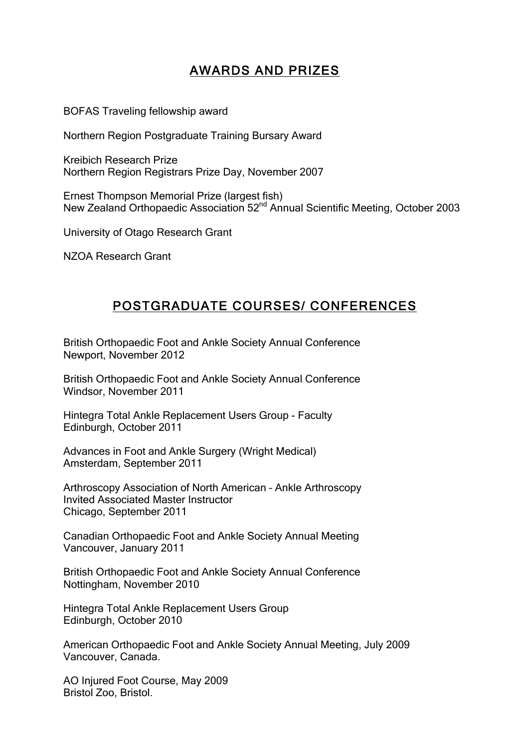## AWARDS AND PRIZES

BOFAS Traveling fellowship award

Northern Region Postgraduate Training Bursary Award

Kreibich Research Prize
Northern Region Registrars Prize Day, November 2007

Ernest Thompson Memorial Prize (largest fish)
New Zealand Orthopaedic Association 52nd Annual Scientific Meeting, October 2003

University of Otago Research Grant

NZOA Research Grant

## POSTGRADUATE COURSES/ CONFERENCES

British Orthopaedic Foot and Ankle Society Annual Conference
Newport, November 2012

British Orthopaedic Foot and Ankle Society Annual Conference
Windsor, November 2011

Hintegra Total Ankle Replacement Users Group - Faculty
Edinburgh, October 2011

Advances in Foot and Ankle Surgery (Wright Medical)
Amsterdam, September 2011

Arthroscopy Association of North American – Ankle Arthroscopy
Invited Associated Master Instructor
Chicago, September 2011

Canadian Orthopaedic Foot and Ankle Society Annual Meeting
Vancouver, January 2011

British Orthopaedic Foot and Ankle Society Annual Conference
Nottingham, November 2010

Hintegra Total Ankle Replacement Users Group
Edinburgh, October 2010

American Orthopaedic Foot and Ankle Society Annual Meeting, July 2009
Vancouver, Canada.

AO Injured Foot Course, May 2009
Bristol Zoo, Bristol.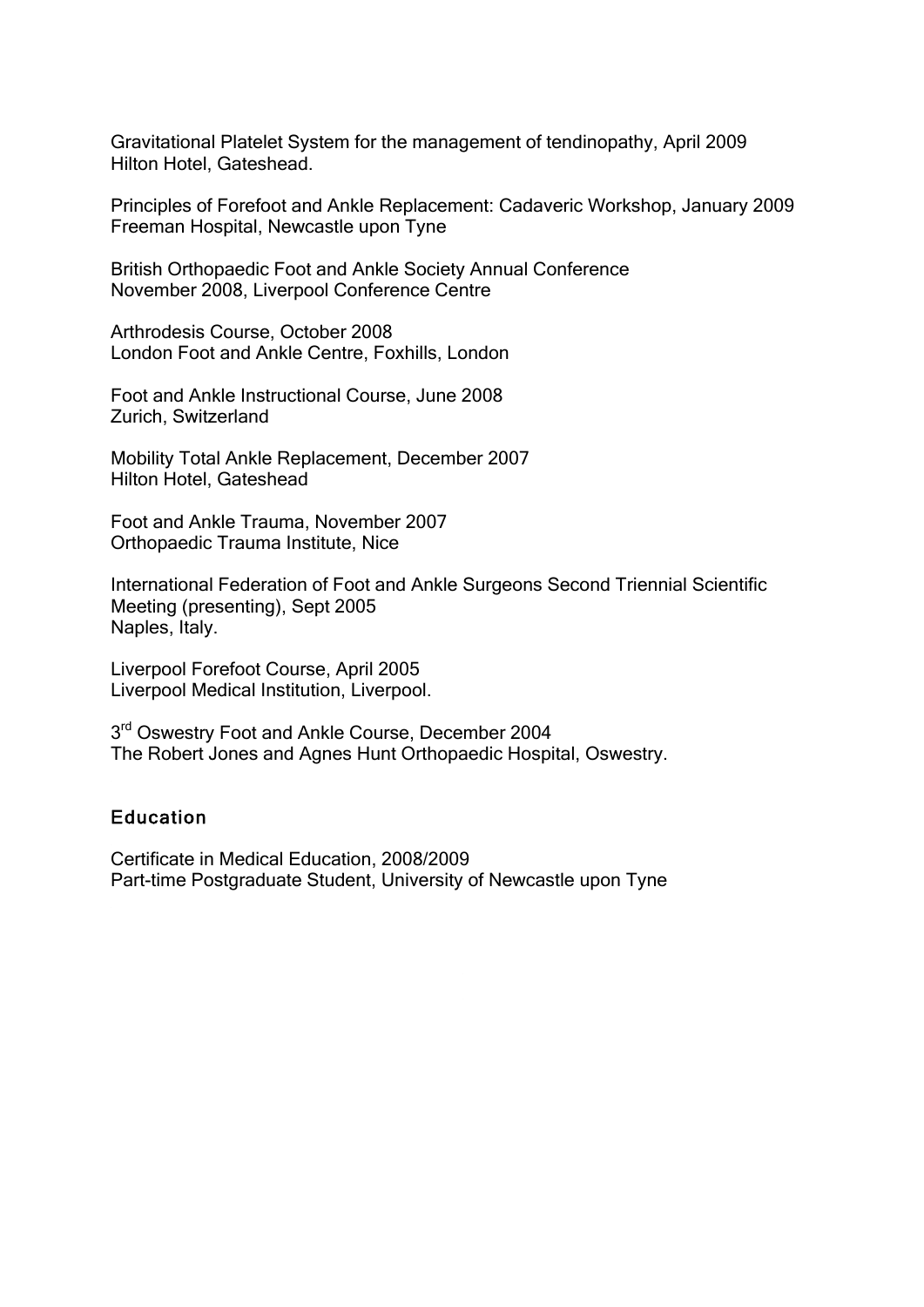Gravitational Platelet System for the management of tendinopathy, April 2009
Hilton Hotel, Gateshead.

Principles of Forefoot and Ankle Replacement: Cadaveric Workshop, January 2009
Freeman Hospital, Newcastle upon Tyne

British Orthopaedic Foot and Ankle Society Annual Conference
November 2008, Liverpool Conference Centre

Arthrodesis Course, October 2008
London Foot and Ankle Centre, Foxhills, London

Foot and Ankle Instructional Course, June 2008
Zurich, Switzerland

Mobility Total Ankle Replacement, December 2007
Hilton Hotel, Gateshead

Foot and Ankle Trauma, November 2007
Orthopaedic Trauma Institute, Nice

International Federation of Foot and Ankle Surgeons Second Triennial Scientific Meeting (presenting), Sept 2005
Naples, Italy.

Liverpool Forefoot Course, April 2005
Liverpool Medical Institution, Liverpool.

3rd Oswestry Foot and Ankle Course, December 2004
The Robert Jones and Agnes Hunt Orthopaedic Hospital, Oswestry.

## Education

Certificate in Medical Education, 2008/2009
Part-time Postgraduate Student, University of Newcastle upon Tyne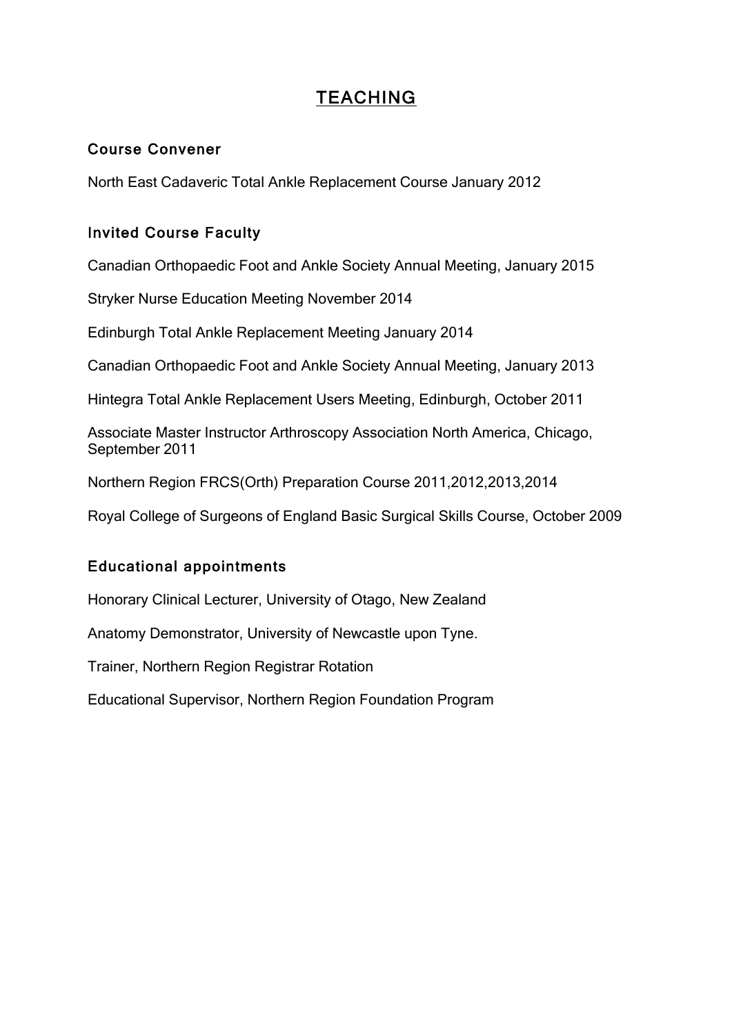# TEACHING

## Course Convener

North East Cadaveric Total Ankle Replacement Course January 2012

## Invited Course Faculty

Canadian Orthopaedic Foot and Ankle Society Annual Meeting, January 2015

Stryker Nurse Education Meeting November 2014

Edinburgh Total Ankle Replacement Meeting January 2014

Canadian Orthopaedic Foot and Ankle Society Annual Meeting, January 2013

Hintegra Total Ankle Replacement Users Meeting, Edinburgh, October 2011

Associate Master Instructor Arthroscopy Association North America, Chicago, September 2011

Northern Region FRCS(Orth) Preparation Course 2011,2012,2013,2014

Royal College of Surgeons of England Basic Surgical Skills Course, October 2009

## Educational appointments

Honorary Clinical Lecturer, University of Otago, New Zealand

Anatomy Demonstrator, University of Newcastle upon Tyne.

Trainer, Northern Region Registrar Rotation

Educational Supervisor, Northern Region Foundation Program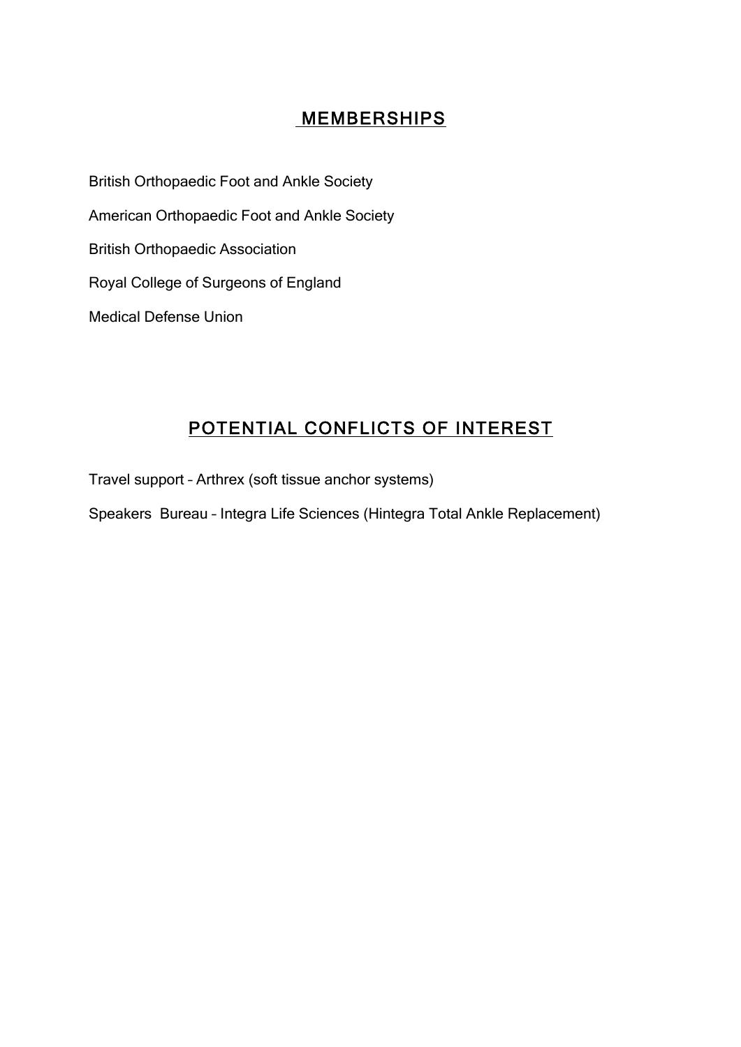## MEMBERSHIPS

British Orthopaedic Foot and Ankle Society

American Orthopaedic Foot and Ankle Society

British Orthopaedic Association

Royal College of Surgeons of England

Medical Defense Union

## POTENTIAL CONFLICTS OF INTEREST

Travel support – Arthrex (soft tissue anchor systems)

Speakers Bureau – Integra Life Sciences (Hintegra Total Ankle Replacement)